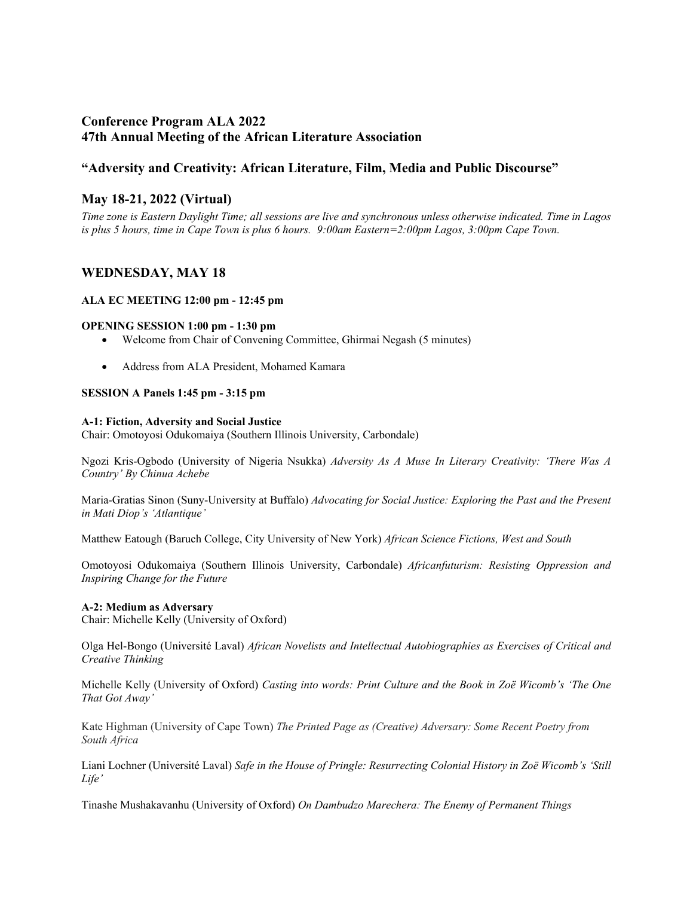## Conference Program ALA 2022
## 47th Annual Meeting of the African Literature Association

## "Adversity and Creativity: African Literature, Film, Media and Public Discourse"

## May 18-21, 2022 (Virtual)

*Time zone is Eastern Daylight Time; all sessions are live and synchronous unless otherwise indicated. Time in Lagos is plus 5 hours, time in Cape Town is plus 6 hours. 9:00am Eastern=2:00pm Lagos, 3:00pm Cape Town.*

## WEDNESDAY, MAY 18

**ALA EC MEETING 12:00 pm - 12:45 pm**

**OPENING SESSION 1:00 pm - 1:30 pm**

- Welcome from Chair of Convening Committee, Ghirmai Negash (5 minutes)
- Address from ALA President, Mohamed Kamara

**SESSION A Panels 1:45 pm - 3:15 pm**

**A-1: Fiction, Adversity and Social Justice**
Chair: Omotoyosi Odukomaiya (Southern Illinois University, Carbondale)

Ngozi Kris-Ogbodo (University of Nigeria Nsukka) *Adversity As A Muse In Literary Creativity: 'There Was A Country' By Chinua Achebe*

Maria-Gratias Sinon (Suny-University at Buffalo) *Advocating for Social Justice: Exploring the Past and the Present in Mati Diop's 'Atlantique'*

Matthew Eatough (Baruch College, City University of New York) *African Science Fictions, West and South*

Omotoyosi Odukomaiya (Southern Illinois University, Carbondale) *Africanfuturism: Resisting Oppression and Inspiring Change for the Future*

**A-2: Medium as Adversary**
Chair: Michelle Kelly (University of Oxford)

Olga Hel-Bongo (Université Laval) *African Novelists and Intellectual Autobiographies as Exercises of Critical and Creative Thinking*

Michelle Kelly (University of Oxford) *Casting into words: Print Culture and the Book in Zoë Wicomb's 'The One That Got Away'*

Kate Highman (University of Cape Town) *The Printed Page as (Creative) Adversary: Some Recent Poetry from South Africa*

Liani Lochner (Université Laval) *Safe in the House of Pringle: Resurrecting Colonial History in Zoë Wicomb's 'Still Life'*

Tinashe Mushakavanhu (University of Oxford) *On Dambudzo Marechera: The Enemy of Permanent Things*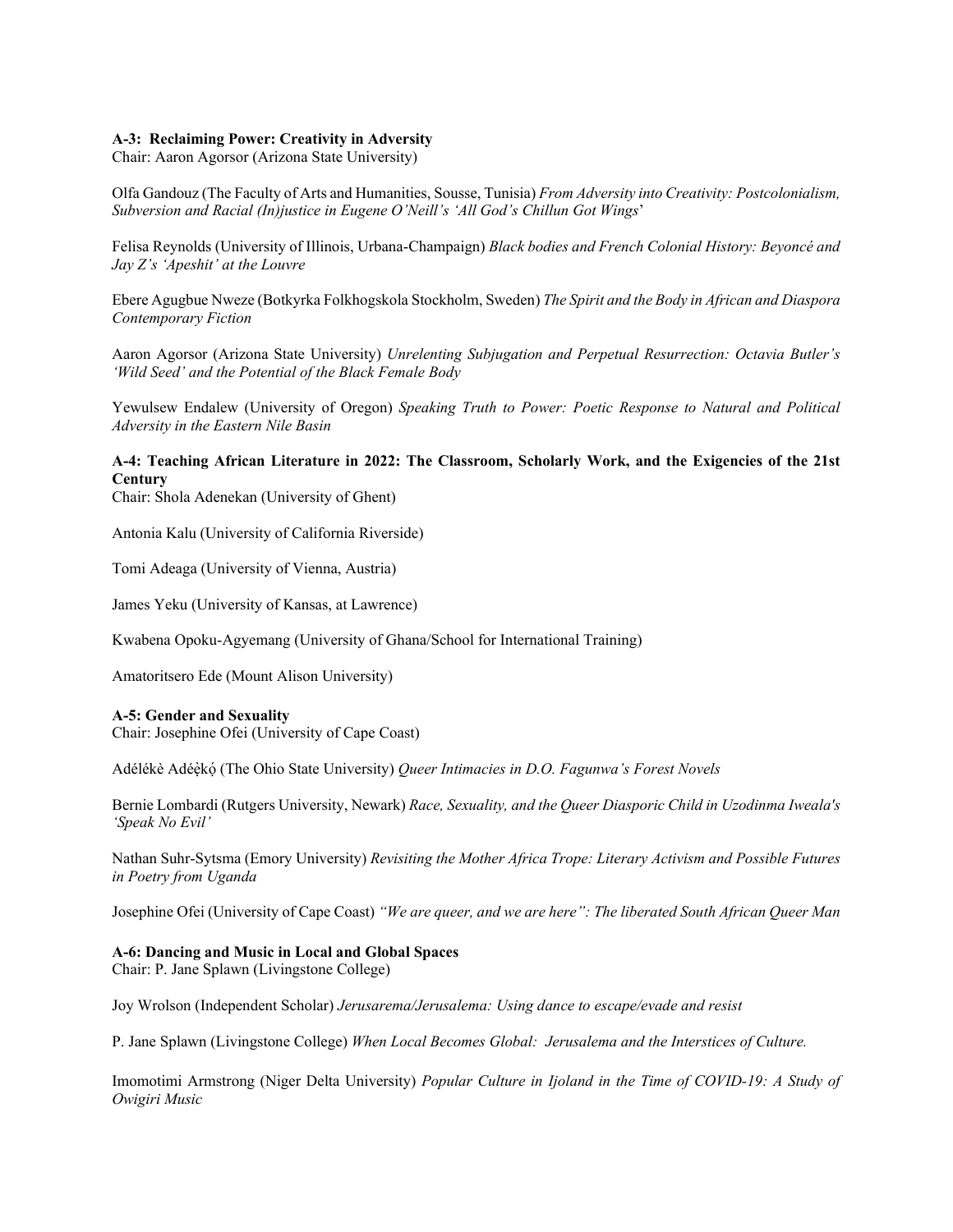**A-3: Reclaiming Power: Creativity in Adversity**
Chair: Aaron Agorsor (Arizona State University)

Olfa Gandouz (The Faculty of Arts and Humanities, Sousse, Tunisia) *From Adversity into Creativity: Postcolonialism, Subversion and Racial (In)justice in Eugene O'Neill's 'All God's Chillun Got Wings'*

Felisa Reynolds (University of Illinois, Urbana-Champaign) *Black bodies and French Colonial History: Beyoncé and Jay Z's 'Apeshit' at the Louvre*

Ebere Agugbue Nweze (Botkyrka Folkhogskola Stockholm, Sweden) *The Spirit and the Body in African and Diaspora Contemporary Fiction*

Aaron Agorsor (Arizona State University) *Unrelenting Subjugation and Perpetual Resurrection: Octavia Butler's 'Wild Seed' and the Potential of the Black Female Body*

Yewulsew Endalew (University of Oregon) *Speaking Truth to Power: Poetic Response to Natural and Political Adversity in the Eastern Nile Basin*

**A-4: Teaching African Literature in 2022: The Classroom, Scholarly Work, and the Exigencies of the 21st Century**
Chair: Shola Adenekan (University of Ghent)

Antonia Kalu (University of California Riverside)

Tomi Adeaga (University of Vienna, Austria)

James Yeku (University of Kansas, at Lawrence)

Kwabena Opoku-Agyemang (University of Ghana/School for International Training)

Amatoritsero Ede (Mount Alison University)

**A-5: Gender and Sexuality**
Chair: Josephine Ofei (University of Cape Coast)

Adélékè Adéẹ̀kọ́ (The Ohio State University) *Queer Intimacies in D.O. Fagunwa's Forest Novels*

Bernie Lombardi (Rutgers University, Newark) *Race, Sexuality, and the Queer Diasporic Child in Uzodinma Iweala's 'Speak No Evil'*

Nathan Suhr-Sytsma (Emory University) *Revisiting the Mother Africa Trope: Literary Activism and Possible Futures in Poetry from Uganda*

Josephine Ofei (University of Cape Coast) *"We are queer, and we are here": The liberated South African Queer Man*

**A-6: Dancing and Music in Local and Global Spaces**
Chair: P. Jane Splawn (Livingstone College)

Joy Wrolson (Independent Scholar) *Jerusarema/Jerusalema: Using dance to escape/evade and resist*

P. Jane Splawn (Livingstone College) *When Local Becomes Global: Jerusalema and the Interstices of Culture.*

Imomotimi Armstrong (Niger Delta University) *Popular Culture in Ijoland in the Time of COVID-19: A Study of Owigiri Music*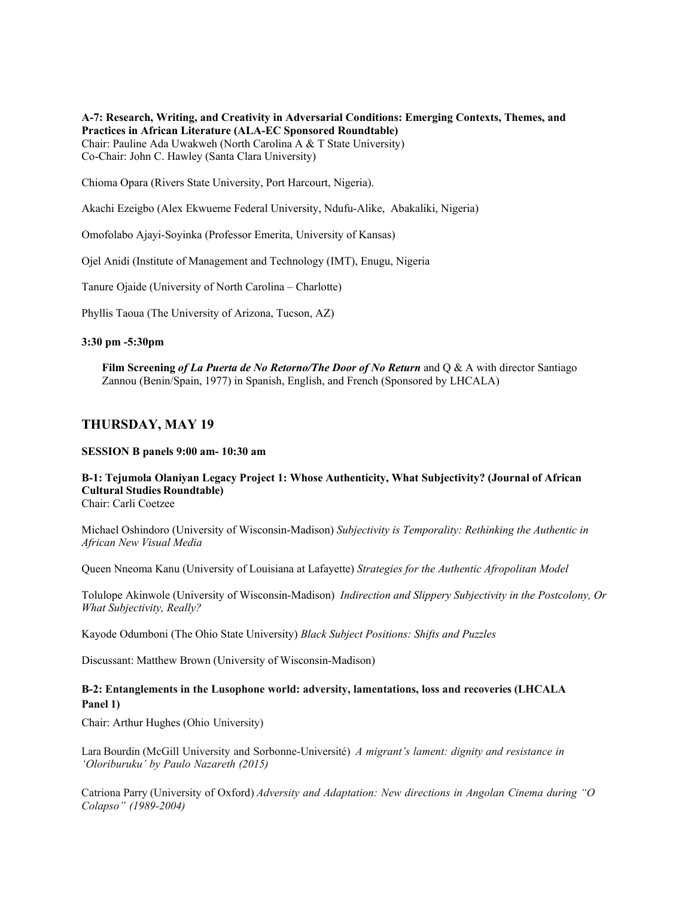**A-7: Research, Writing, and Creativity in Adversarial Conditions: Emerging Contexts, Themes, and Practices in African Literature (ALA-EC Sponsored Roundtable)**
Chair: Pauline Ada Uwakweh (North Carolina A & T State University)
Co-Chair: John C. Hawley (Santa Clara University)

Chioma Opara (Rivers State University, Port Harcourt, Nigeria).

Akachi Ezeigbo (Alex Ekwueme Federal University, Ndufu-Alike, Abakaliki, Nigeria)

Omofolabo Ajayi-Soyinka (Professor Emerita, University of Kansas)

Ojel Anidi (Institute of Management and Technology (IMT), Enugu, Nigeria

Tanure Ojaide (University of North Carolina – Charlotte)

Phyllis Taoua (The University of Arizona, Tucson, AZ)

**3:30 pm -5:30pm**

**Film Screening** ***of La Puerta de No Retorno/The Door of No Return*** and Q & A with director Santiago Zannou (Benin/Spain, 1977) in Spanish, English, and French (Sponsored by LHCALA)

## THURSDAY, MAY 19

**SESSION B panels 9:00 am- 10:30 am**

**B-1: Tejumola Olaniyan Legacy Project 1: Whose Authenticity, What Subjectivity? (Journal of African Cultural Studies Roundtable)**
Chair: Carli Coetzee

Michael Oshindoro (University of Wisconsin-Madison) *Subjectivity is Temporality: Rethinking the Authentic in African New Visual Media*

Queen Nneoma Kanu (University of Louisiana at Lafayette) *Strategies for the Authentic Afropolitan Model*

Tolulope Akinwole (University of Wisconsin-Madison) *Indirection and Slippery Subjectivity in the Postcolony, Or What Subjectivity, Really?*

Kayode Odumboni (The Ohio State University) *Black Subject Positions: Shifts and Puzzles*

Discussant: Matthew Brown (University of Wisconsin-Madison)

**B-2: Entanglements in the Lusophone world: adversity, lamentations, loss and recoveries (LHCALA Panel 1)**

Chair: Arthur Hughes (Ohio University)

Lara Bourdin (McGill University and Sorbonne-Université) *A migrant's lament: dignity and resistance in 'Oloriburuku' by Paulo Nazareth (2015)*

Catriona Parry (University of Oxford) *Adversity and Adaptation: New directions in Angolan Cinema during "O Colapso" (1989-2004)*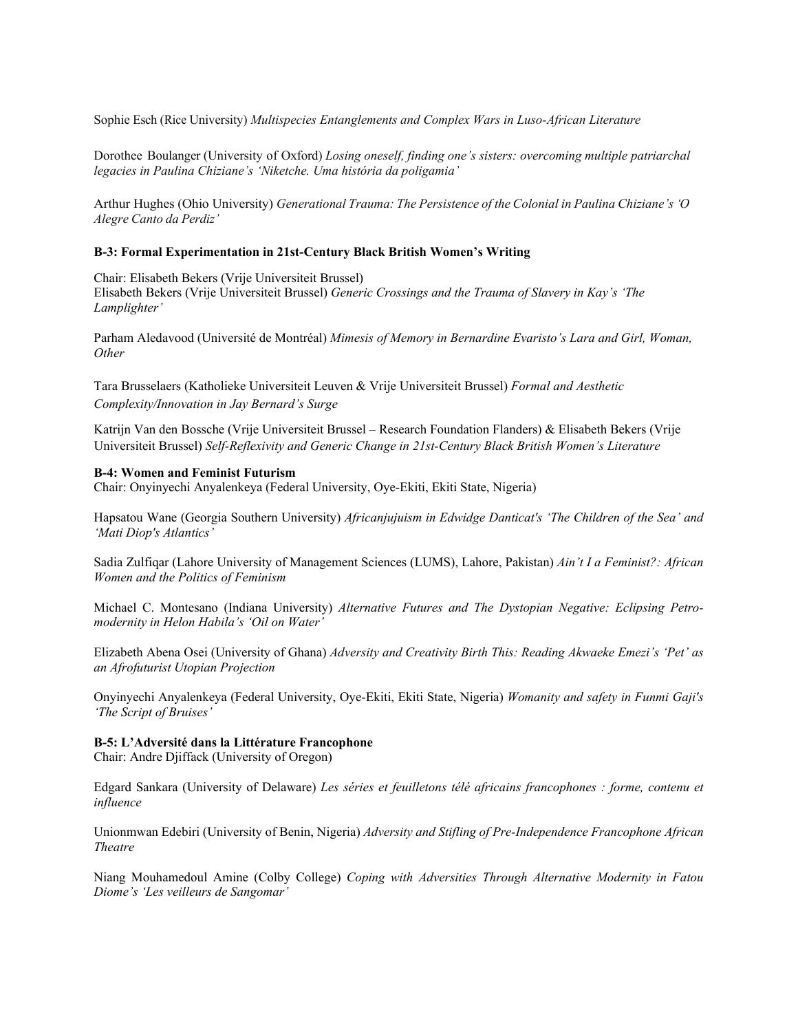Sophie Esch (Rice University) *Multispecies Entanglements and Complex Wars in Luso-African Literature*

Dorothee Boulanger (University of Oxford) *Losing oneself, finding one's sisters: overcoming multiple patriarchal legacies in Paulina Chiziane's 'Niketche. Uma história da poligamia'*

Arthur Hughes (Ohio University) *Generational Trauma: The Persistence of the Colonial in Paulina Chiziane's 'O Alegre Canto da Perdiz'*

**B-3: Formal Experimentation in 21st-Century Black British Women's Writing**

Chair: Elisabeth Bekers (Vrije Universiteit Brussel)
Elisabeth Bekers (Vrije Universiteit Brussel) *Generic Crossings and the Trauma of Slavery in Kay's 'The Lamplighter'*

Parham Aledavood (Université de Montréal) *Mimesis of Memory in Bernardine Evaristo's Lara and Girl, Woman, Other*

Tara Brusselaers (Katholieke Universiteit Leuven & Vrije Universiteit Brussel) *Formal and Aesthetic Complexity/Innovation in Jay Bernard's Surge*

Katrijn Van den Bossche (Vrije Universiteit Brussel – Research Foundation Flanders) & Elisabeth Bekers (Vrije Universiteit Brussel) *Self-Reflexivity and Generic Change in 21st-Century Black British Women's Literature*

**B-4: Women and Feminist Futurism**
Chair: Onyinyechi Anyalenkeya (Federal University, Oye-Ekiti, Ekiti State, Nigeria)

Hapsatou Wane (Georgia Southern University) *Africanjujuism in Edwidge Danticat's 'The Children of the Sea' and 'Mati Diop's Atlantics'*

Sadia Zulfiqar (Lahore University of Management Sciences (LUMS), Lahore, Pakistan) *Ain't I a Feminist?: African Women and the Politics of Feminism*

Michael C. Montesano (Indiana University) *Alternative Futures and The Dystopian Negative: Eclipsing Petro-modernity in Helon Habila's 'Oil on Water'*

Elizabeth Abena Osei (University of Ghana) *Adversity and Creativity Birth This: Reading Akwaeke Emezi's 'Pet' as an Afrofuturist Utopian Projection*

Onyinyechi Anyalenkeya (Federal University, Oye-Ekiti, Ekiti State, Nigeria) *Womanity and safety in Funmi Gaji's 'The Script of Bruises'*

**B-5: L'Adversité dans la Littérature Francophone**
Chair: Andre Djiffack (University of Oregon)

Edgard Sankara (University of Delaware) *Les séries et feuilletons télé africains francophones : forme, contenu et influence*

Unionmwan Edebiri (University of Benin, Nigeria) *Adversity and Stifling of Pre-Independence Francophone African Theatre*

Niang Mouhamedoul Amine (Colby College) *Coping with Adversities Through Alternative Modernity in Fatou Diome's 'Les veilleurs de Sangomar'*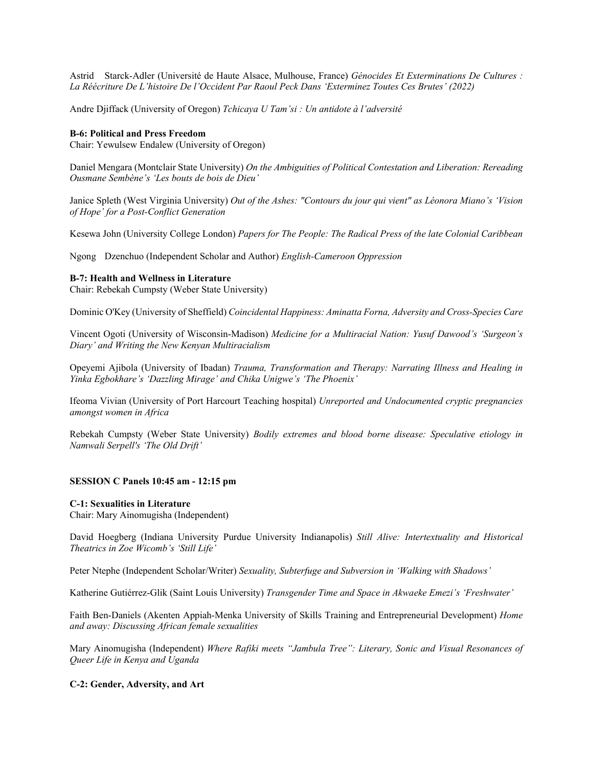Astrid Starck-Adler (Université de Haute Alsace, Mulhouse, France) *Génocides Et Exterminations De Cultures : La Réécriture De L'histoire De l'Occident Par Raoul Peck Dans 'Exterminez Toutes Ces Brutes' (2022)*

Andre Djiffack (University of Oregon) *Tchicaya U Tam'si : Un antidote à l'adversité*

**B-6: Political and Press Freedom**
Chair: Yewulsew Endalew (University of Oregon)

Daniel Mengara (Montclair State University) *On the Ambiguities of Political Contestation and Liberation: Rereading Ousmane Sembène's 'Les bouts de bois de Dieu'*

Janice Spleth (West Virginia University) *Out of the Ashes: "Contours du jour qui vient" as Léonora Miano's 'Vision of Hope' for a Post-Conflict Generation*

Kesewa John (University College London) *Papers for The People: The Radical Press of the late Colonial Caribbean*

Ngong Dzenchuo (Independent Scholar and Author) *English-Cameroon Oppression*

**B-7: Health and Wellness in Literature**
Chair: Rebekah Cumpsty (Weber State University)

Dominic O'Key (University of Sheffield) *Coincidental Happiness: Aminatta Forna, Adversity and Cross-Species Care*

Vincent Ogoti (University of Wisconsin-Madison) *Medicine for a Multiracial Nation: Yusuf Dawood's 'Surgeon's Diary' and Writing the New Kenyan Multiracialism*

Opeyemi Ajibola (University of Ibadan) *Trauma, Transformation and Therapy: Narrating Illness and Healing in Yinka Egbokhare's 'Dazzling Mirage' and Chika Unigwe's 'The Phoenix'*

Ifeoma Vivian (University of Port Harcourt Teaching hospital) *Unreported and Undocumented cryptic pregnancies amongst women in Africa*

Rebekah Cumpsty (Weber State University) *Bodily extremes and blood borne disease: Speculative etiology in Namwali Serpell's 'The Old Drift'*

**SESSION C Panels 10:45 am - 12:15 pm**

**C-1: Sexualities in Literature**
Chair: Mary Ainomugisha (Independent)

David Hoegberg (Indiana University Purdue University Indianapolis) *Still Alive: Intertextuality and Historical Theatrics in Zoe Wicomb's 'Still Life'*

Peter Ntephe (Independent Scholar/Writer) *Sexuality, Subterfuge and Subversion in 'Walking with Shadows'*

Katherine Gutiérrez-Glik (Saint Louis University) *Transgender Time and Space in Akwaeke Emezi's 'Freshwater'*

Faith Ben-Daniels (Akenten Appiah-Menka University of Skills Training and Entrepreneurial Development) *Home and away: Discussing African female sexualities*

Mary Ainomugisha (Independent) *Where Rafiki meets "Jambula Tree": Literary, Sonic and Visual Resonances of Queer Life in Kenya and Uganda*

**C-2: Gender, Adversity, and Art**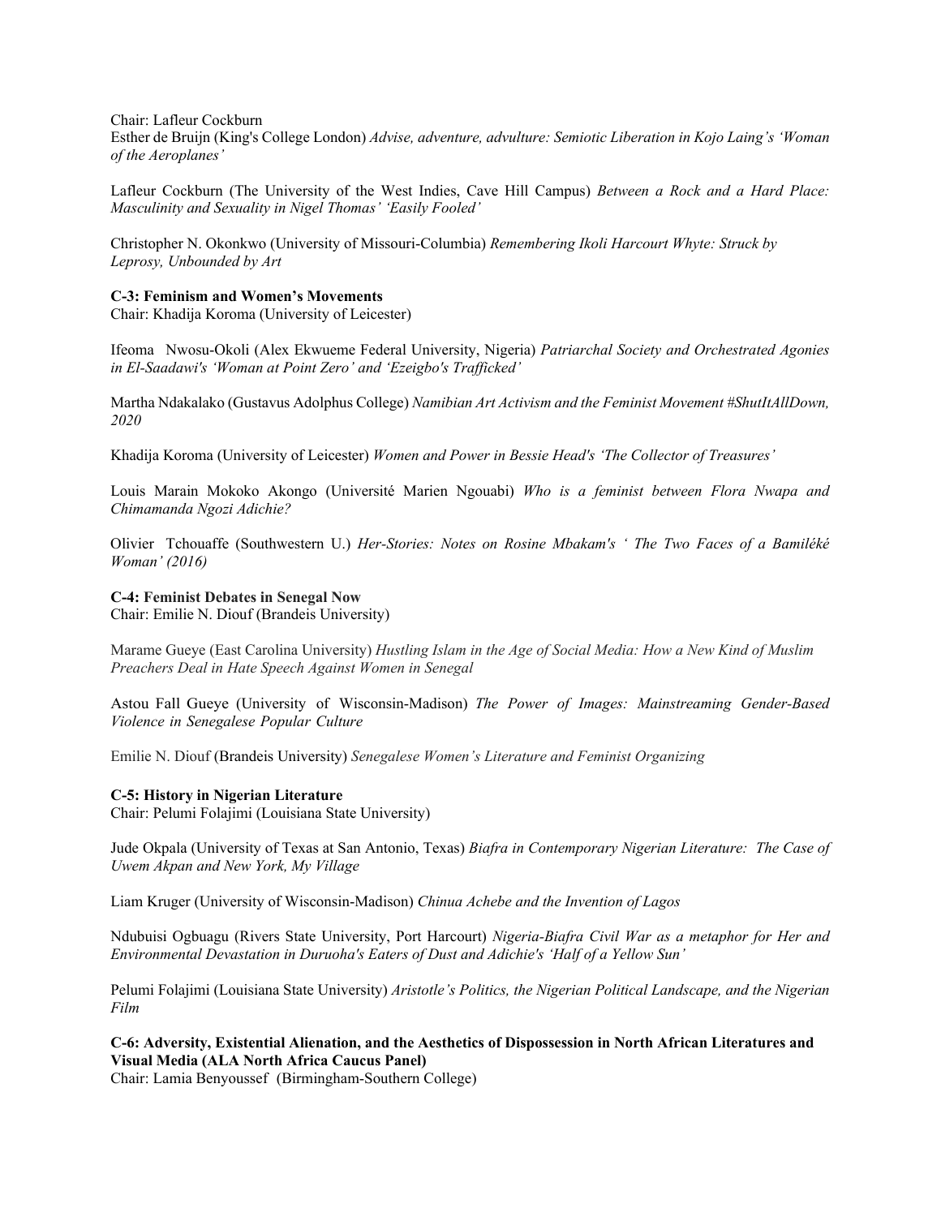Chair: Lafleur Cockburn

Esther de Bruijn (King's College London) *Advise, adventure, advulture: Semiotic Liberation in Kojo Laing's 'Woman of the Aeroplanes'*

Lafleur Cockburn (The University of the West Indies, Cave Hill Campus) *Between a Rock and a Hard Place: Masculinity and Sexuality in Nigel Thomas' 'Easily Fooled'*

Christopher N. Okonkwo (University of Missouri-Columbia) *Remembering Ikoli Harcourt Whyte: Struck by Leprosy, Unbounded by Art*

**C-3: Feminism and Women's Movements**

Chair: Khadija Koroma (University of Leicester)

Ifeoma Nwosu-Okoli (Alex Ekwueme Federal University, Nigeria) *Patriarchal Society and Orchestrated Agonies in El-Saadawi's 'Woman at Point Zero' and 'Ezeigbo's Trafficked'*

Martha Ndakalako (Gustavus Adolphus College) *Namibian Art Activism and the Feminist Movement #ShutItAllDown, 2020*

Khadija Koroma (University of Leicester) *Women and Power in Bessie Head's 'The Collector of Treasures'*

Louis Marain Mokoko Akongo (Université Marien Ngouabi) *Who is a feminist between Flora Nwapa and Chimamanda Ngozi Adichie?*

Olivier Tchouaffe (Southwestern U.) *Her-Stories: Notes on Rosine Mbakam's ' The Two Faces of a Bamiléké Woman' (2016)*

**C-4: Feminist Debates in Senegal Now**

Chair: Emilie N. Diouf (Brandeis University)

Marame Gueye (East Carolina University) *Hustling Islam in the Age of Social Media: How a New Kind of Muslim Preachers Deal in Hate Speech Against Women in Senegal*

Astou Fall Gueye (University of Wisconsin-Madison) *The Power of Images: Mainstreaming Gender-Based Violence in Senegalese Popular Culture*

Emilie N. Diouf (Brandeis University) *Senegalese Women's Literature and Feminist Organizing*

**C-5: History in Nigerian Literature**

Chair: Pelumi Folajimi (Louisiana State University)

Jude Okpala (University of Texas at San Antonio, Texas) *Biafra in Contemporary Nigerian Literature: The Case of Uwem Akpan and New York, My Village*

Liam Kruger (University of Wisconsin-Madison) *Chinua Achebe and the Invention of Lagos*

Ndubuisi Ogbuagu (Rivers State University, Port Harcourt) *Nigeria-Biafra Civil War as a metaphor for Her and Environmental Devastation in Duruoha's Eaters of Dust and Adichie's 'Half of a Yellow Sun'*

Pelumi Folajimi (Louisiana State University) *Aristotle's Politics, the Nigerian Political Landscape, and the Nigerian Film*

**C-6: Adversity, Existential Alienation, and the Aesthetics of Dispossession in North African Literatures and Visual Media (ALA North Africa Caucus Panel)**

Chair: Lamia Benyoussef (Birmingham-Southern College)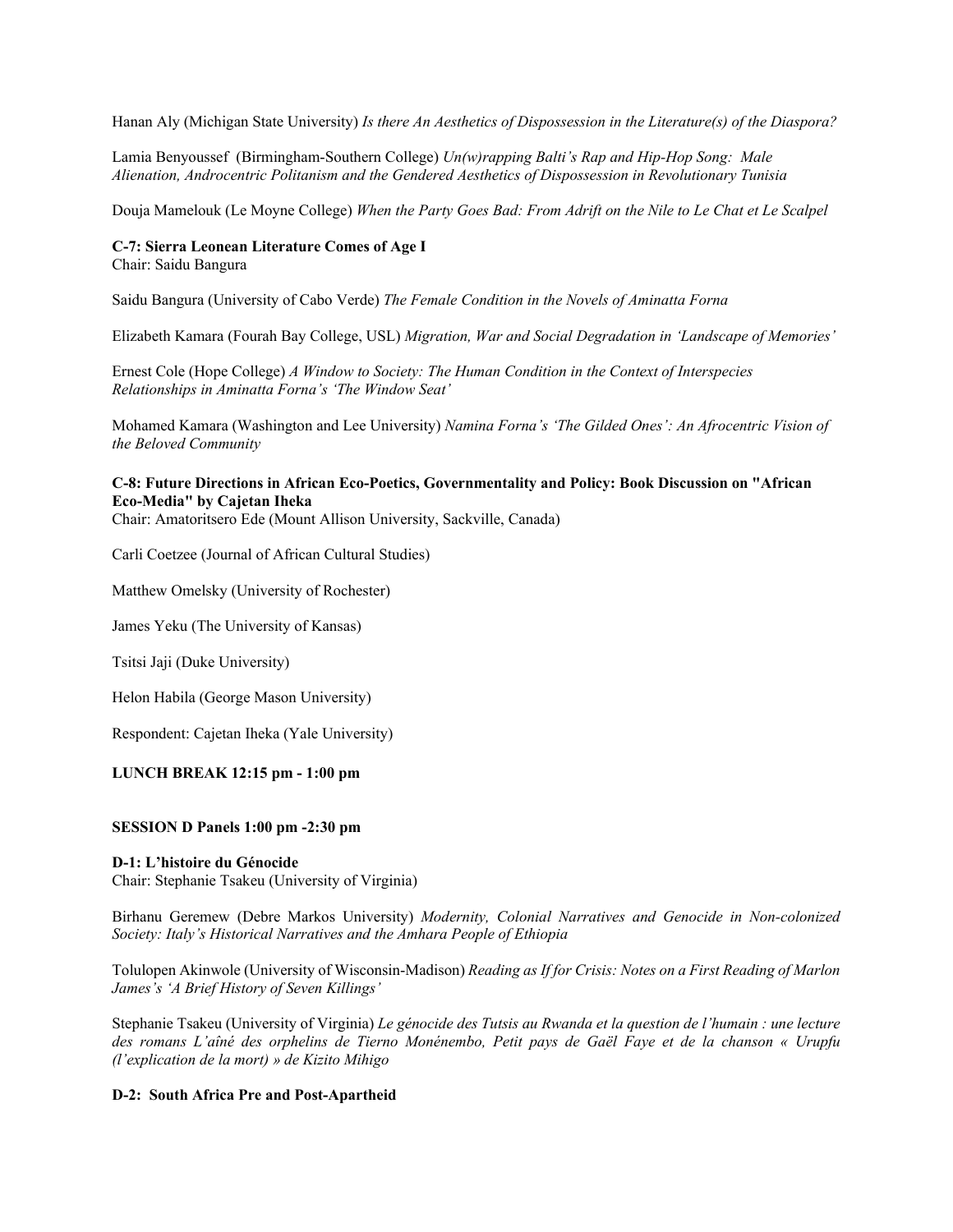Hanan Aly (Michigan State University) *Is there An Aesthetics of Dispossession in the Literature(s) of the Diaspora?*

Lamia Benyoussef (Birmingham-Southern College) *Un(w)rapping Balti's Rap and Hip-Hop Song: Male Alienation, Androcentric Politanism and the Gendered Aesthetics of Dispossession in Revolutionary Tunisia*

Douja Mamelouk (Le Moyne College) *When the Party Goes Bad: From Adrift on the Nile to Le Chat et Le Scalpel*

**C-7: Sierra Leonean Literature Comes of Age I**
Chair: Saidu Bangura

Saidu Bangura (University of Cabo Verde) *The Female Condition in the Novels of Aminatta Forna*

Elizabeth Kamara (Fourah Bay College, USL) *Migration, War and Social Degradation in 'Landscape of Memories'*

Ernest Cole (Hope College) *A Window to Society: The Human Condition in the Context of Interspecies Relationships in Aminatta Forna's 'The Window Seat'*

Mohamed Kamara (Washington and Lee University) *Namina Forna's 'The Gilded Ones': An Afrocentric Vision of the Beloved Community*

**C-8: Future Directions in African Eco-Poetics, Governmentality and Policy: Book Discussion on "African Eco-Media" by Cajetan Iheka**
Chair: Amatoritsero Ede (Mount Allison University, Sackville, Canada)

Carli Coetzee (Journal of African Cultural Studies)

Matthew Omelsky (University of Rochester)

James Yeku (The University of Kansas)

Tsitsi Jaji (Duke University)

Helon Habila (George Mason University)

Respondent: Cajetan Iheka (Yale University)

**LUNCH BREAK 12:15 pm - 1:00 pm**

**SESSION D Panels 1:00 pm -2:30 pm**

**D-1: L'histoire du Génocide**
Chair: Stephanie Tsakeu (University of Virginia)

Birhanu Geremew (Debre Markos University) *Modernity, Colonial Narratives and Genocide in Non-colonized Society: Italy's Historical Narratives and the Amhara People of Ethiopia*

Tolulopen Akinwole (University of Wisconsin-Madison) *Reading as If for Crisis: Notes on a First Reading of Marlon James's 'A Brief History of Seven Killings'*

Stephanie Tsakeu (University of Virginia) *Le génocide des Tutsis au Rwanda et la question de l'humain : une lecture des romans L'aîné des orphelins de Tierno Monénembo, Petit pays de Gaël Faye et de la chanson « Urupfu (l'explication de la mort) » de Kizito Mihigo*

**D-2: South Africa Pre and Post-Apartheid**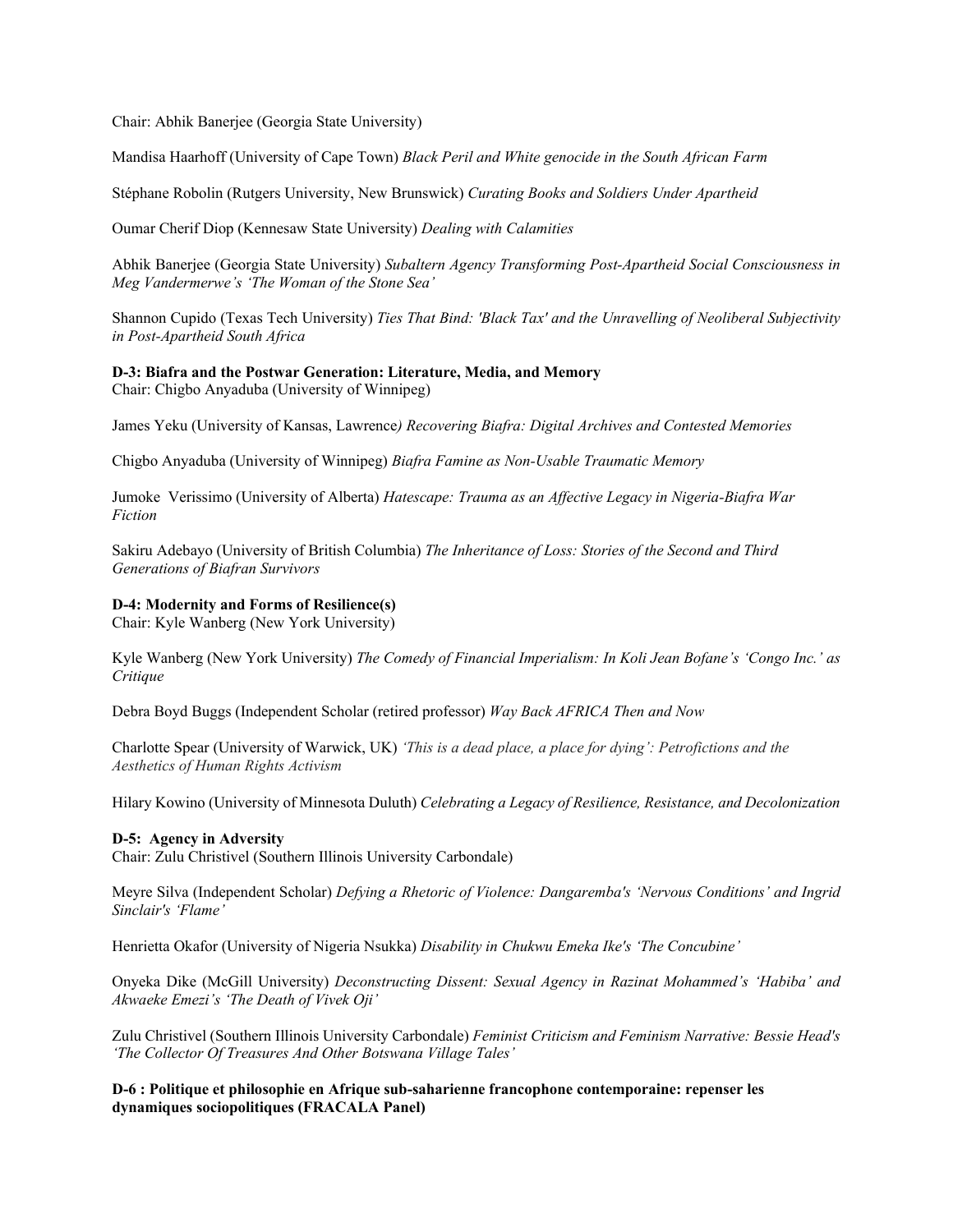Chair: Abhik Banerjee (Georgia State University)

Mandisa Haarhoff (University of Cape Town) *Black Peril and White genocide in the South African Farm*

Stéphane Robolin (Rutgers University, New Brunswick) *Curating Books and Soldiers Under Apartheid*

Oumar Cherif Diop (Kennesaw State University) *Dealing with Calamities*

Abhik Banerjee (Georgia State University) *Subaltern Agency Transforming Post-Apartheid Social Consciousness in Meg Vandermerwe's 'The Woman of the Stone Sea'*

Shannon Cupido (Texas Tech University) *Ties That Bind: 'Black Tax' and the Unravelling of Neoliberal Subjectivity in Post-Apartheid South Africa*

**D-3: Biafra and the Postwar Generation: Literature, Media, and Memory**
Chair: Chigbo Anyaduba (University of Winnipeg)

James Yeku (University of Kansas, Lawrence*) Recovering Biafra: Digital Archives and Contested Memories*

Chigbo Anyaduba (University of Winnipeg) *Biafra Famine as Non-Usable Traumatic Memory*

Jumoke Verissimo (University of Alberta) *Hatescape: Trauma as an Affective Legacy in Nigeria-Biafra War Fiction*

Sakiru Adebayo (University of British Columbia) *The Inheritance of Loss: Stories of the Second and Third Generations of Biafran Survivors*

**D-4: Modernity and Forms of Resilience(s)**
Chair: Kyle Wanberg (New York University)

Kyle Wanberg (New York University) *The Comedy of Financial Imperialism: In Koli Jean Bofane's 'Congo Inc.' as Critique*

Debra Boyd Buggs (Independent Scholar (retired professor) *Way Back AFRICA Then and Now*

Charlotte Spear (University of Warwick, UK) *'This is a dead place, a place for dying': Petrofictions and the Aesthetics of Human Rights Activism*

Hilary Kowino (University of Minnesota Duluth) *Celebrating a Legacy of Resilience, Resistance, and Decolonization*

**D-5: Agency in Adversity**
Chair: Zulu Christivel (Southern Illinois University Carbondale)

Meyre Silva (Independent Scholar) *Defying a Rhetoric of Violence: Dangaremba's 'Nervous Conditions' and Ingrid Sinclair's 'Flame'*

Henrietta Okafor (University of Nigeria Nsukka) *Disability in Chukwu Emeka Ike's 'The Concubine'*

Onyeka Dike (McGill University) *Deconstructing Dissent: Sexual Agency in Razinat Mohammed's 'Habiba' and Akwaeke Emezi's 'The Death of Vivek Oji'*

Zulu Christivel (Southern Illinois University Carbondale) *Feminist Criticism and Feminism Narrative: Bessie Head's 'The Collector Of Treasures And Other Botswana Village Tales'*

**D-6 : Politique et philosophie en Afrique sub-saharienne francophone contemporaine: repenser les dynamiques sociopolitiques (FRACALA Panel)**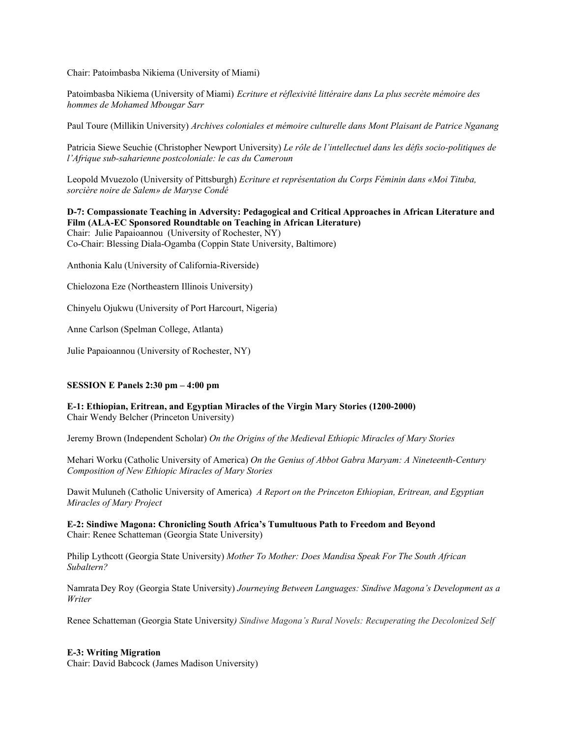Chair: Patoimbasba Nikiema (University of Miami)

Patoimbasba Nikiema (University of Miami) *Ecriture et réflexivité littéraire dans La plus secrète mémoire des hommes de Mohamed Mbougar Sarr*

Paul Toure (Millikin University) *Archives coloniales et mémoire culturelle dans Mont Plaisant de Patrice Nganang*

Patricia Siewe Seuchie (Christopher Newport University) *Le rôle de l'intellectuel dans les défis socio-politiques de l'Afrique sub-saharienne postcoloniale: le cas du Cameroun*

Leopold Mvuezolo (University of Pittsburgh) *Ecriture et représentation du Corps Féminin dans «Moi Tituba, sorcière noire de Salem» de Maryse Condé*

**D-7: Compassionate Teaching in Adversity: Pedagogical and Critical Approaches in African Literature and Film (ALA-EC Sponsored Roundtable on Teaching in African Literature)**
Chair: Julie Papaioannou (University of Rochester, NY)
Co-Chair: Blessing Diala-Ogamba (Coppin State University, Baltimore)

Anthonia Kalu (University of California-Riverside)

Chielozona Eze (Northeastern Illinois University)

Chinyelu Ojukwu (University of Port Harcourt, Nigeria)

Anne Carlson (Spelman College, Atlanta)

Julie Papaioannou (University of Rochester, NY)

**SESSION E Panels 2:30 pm – 4:00 pm**

**E-1: Ethiopian, Eritrean, and Egyptian Miracles of the Virgin Mary Stories (1200-2000)**
Chair Wendy Belcher (Princeton University)

Jeremy Brown (Independent Scholar) *On the Origins of the Medieval Ethiopic Miracles of Mary Stories*

Mehari Worku (Catholic University of America) *On the Genius of Abbot Gabra Maryam: A Nineteenth-Century Composition of New Ethiopic Miracles of Mary Stories*

Dawit Muluneh (Catholic University of America) *A Report on the Princeton Ethiopian, Eritrean, and Egyptian Miracles of Mary Project*

**E-2: Sindiwe Magona: Chronicling South Africa's Tumultuous Path to Freedom and Beyond**
Chair: Renee Schatteman (Georgia State University)

Philip Lythcott (Georgia State University) *Mother To Mother: Does Mandisa Speak For The South African Subaltern?*

Namrata Dey Roy (Georgia State University) *Journeying Between Languages: Sindiwe Magona's Development as a Writer*

Renee Schatteman (Georgia State University*) Sindiwe Magona's Rural Novels: Recuperating the Decolonized Self*

**E-3: Writing Migration**
Chair: David Babcock (James Madison University)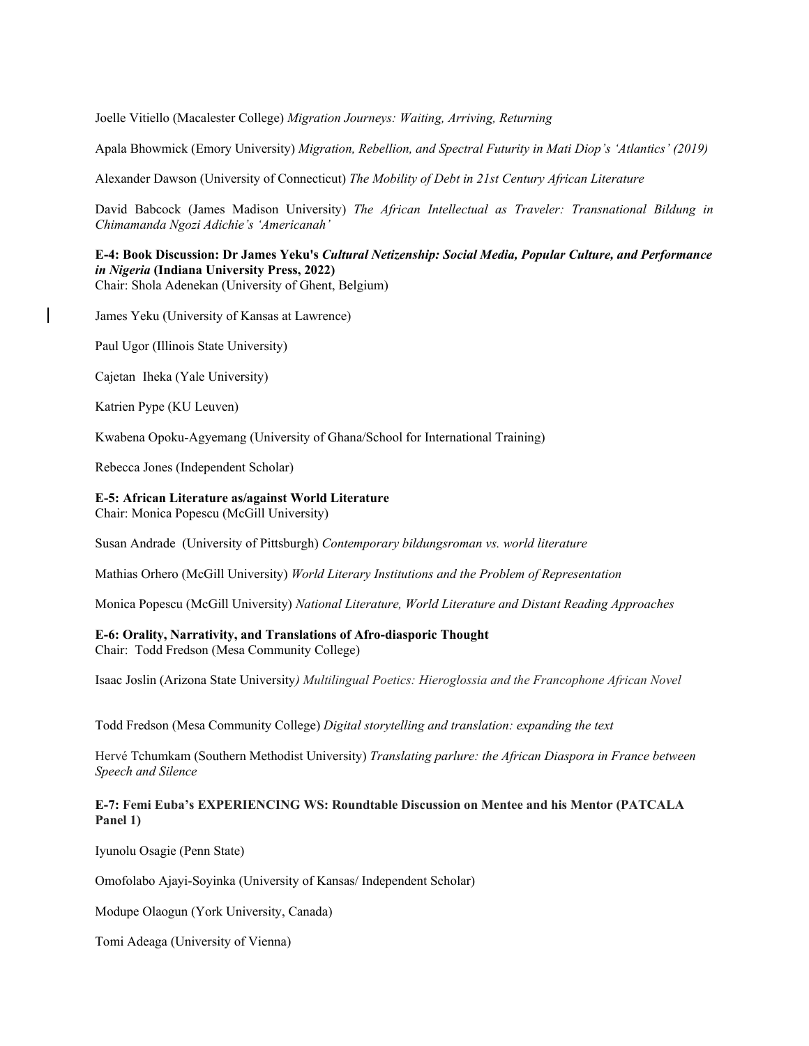Joelle Vitiello (Macalester College) *Migration Journeys: Waiting, Arriving, Returning*

Apala Bhowmick (Emory University) *Migration, Rebellion, and Spectral Futurity in Mati Diop's 'Atlantics' (2019)*

Alexander Dawson (University of Connecticut) *The Mobility of Debt in 21st Century African Literature*

David Babcock (James Madison University) *The African Intellectual as Traveler: Transnational Bildung in Chimamanda Ngozi Adichie's 'Americanah'*

**E-4: Book Discussion: Dr James Yeku's *Cultural Netizenship: Social Media, Popular Culture, and Performance in Nigeria* (Indiana University Press, 2022)**
Chair: Shola Adenekan (University of Ghent, Belgium)

James Yeku (University of Kansas at Lawrence)

Paul Ugor (Illinois State University)

Cajetan Iheka (Yale University)

Katrien Pype (KU Leuven)

Kwabena Opoku-Agyemang (University of Ghana/School for International Training)

Rebecca Jones (Independent Scholar)

**E-5: African Literature as/against World Literature**
Chair: Monica Popescu (McGill University)

Susan Andrade (University of Pittsburgh) *Contemporary bildungsroman vs. world literature*

Mathias Orhero (McGill University) *World Literary Institutions and the Problem of Representation*

Monica Popescu (McGill University) *National Literature, World Literature and Distant Reading Approaches*

**E-6: Orality, Narrativity, and Translations of Afro-diasporic Thought**
Chair: Todd Fredson (Mesa Community College)

Isaac Joslin (Arizona State University*) Multilingual Poetics: Hieroglossia and the Francophone African Novel*

Todd Fredson (Mesa Community College) *Digital storytelling and translation: expanding the text*

Hervé Tchumkam (Southern Methodist University) *Translating parlure: the African Diaspora in France between Speech and Silence*

**E-7: Femi Euba's EXPERIENCING WS: Roundtable Discussion on Mentee and his Mentor (PATCALA Panel 1)**

Iyunolu Osagie (Penn State)

Omofolabo Ajayi-Soyinka (University of Kansas/ Independent Scholar)

Modupe Olaogun (York University, Canada)

Tomi Adeaga (University of Vienna)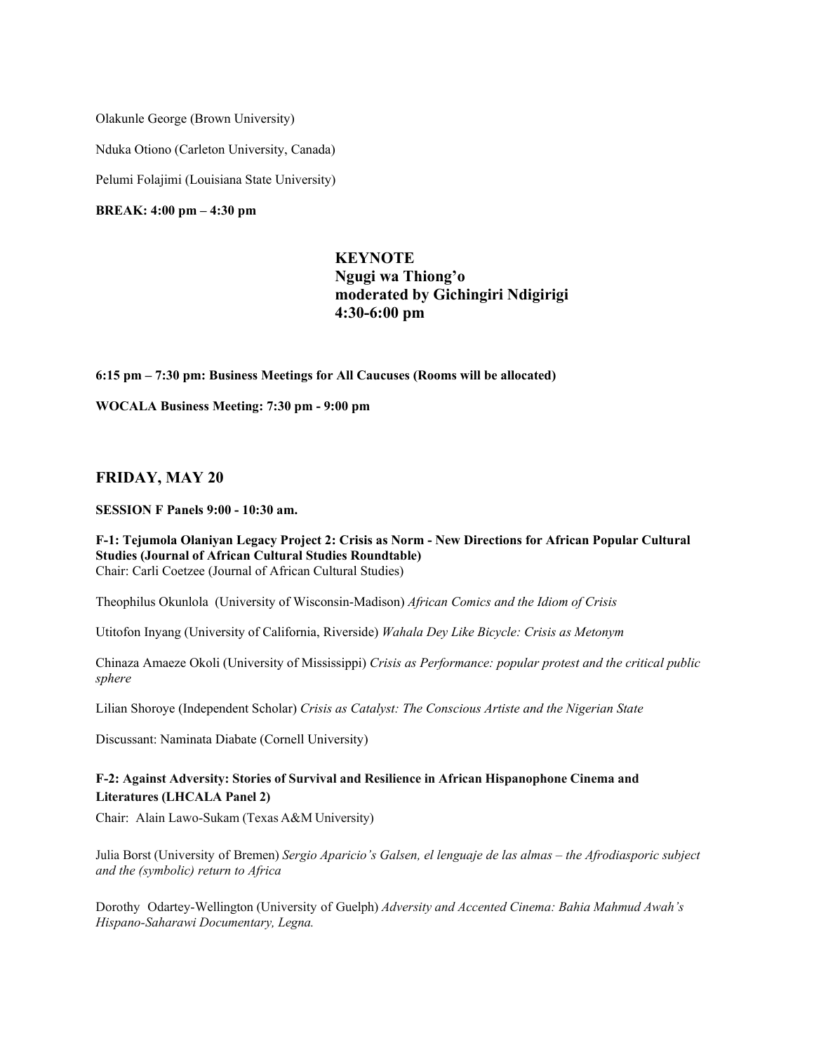Olakunle George (Brown University)

Nduka Otiono (Carleton University, Canada)

Pelumi Folajimi (Louisiana State University)

**BREAK: 4:00 pm – 4:30 pm**

**KEYNOTE**
**Ngugi wa Thiong'o**
**moderated by Gichingiri Ndigirigi**
**4:30-6:00 pm**

**6:15 pm – 7:30 pm: Business Meetings for All Caucuses (Rooms will be allocated)**

**WOCALA Business Meeting: 7:30 pm - 9:00 pm**

## FRIDAY, MAY 20

**SESSION F Panels 9:00 - 10:30 am.**

**F-1: Tejumola Olaniyan Legacy Project 2: Crisis as Norm - New Directions for African Popular Cultural Studies (Journal of African Cultural Studies Roundtable)**
Chair: Carli Coetzee (Journal of African Cultural Studies)

Theophilus Okunlola (University of Wisconsin-Madison) *African Comics and the Idiom of Crisis*

Utitofon Inyang (University of California, Riverside) *Wahala Dey Like Bicycle: Crisis as Metonym*

Chinaza Amaeze Okoli (University of Mississippi) *Crisis as Performance: popular protest and the critical public sphere*

Lilian Shoroye (Independent Scholar) *Crisis as Catalyst: The Conscious Artiste and the Nigerian State*

Discussant: Naminata Diabate (Cornell University)

**F-2: Against Adversity: Stories of Survival and Resilience in African Hispanophone Cinema and Literatures (LHCALA Panel 2)**

Chair: Alain Lawo-Sukam (Texas A&M University)

Julia Borst (University of Bremen) *Sergio Aparicio's Galsen, el lenguaje de las almas – the Afrodiasporic subject and the (symbolic) return to Africa*

Dorothy Odartey-Wellington (University of Guelph) *Adversity and Accented Cinema: Bahia Mahmud Awah's Hispano-Saharawi Documentary, Legna.*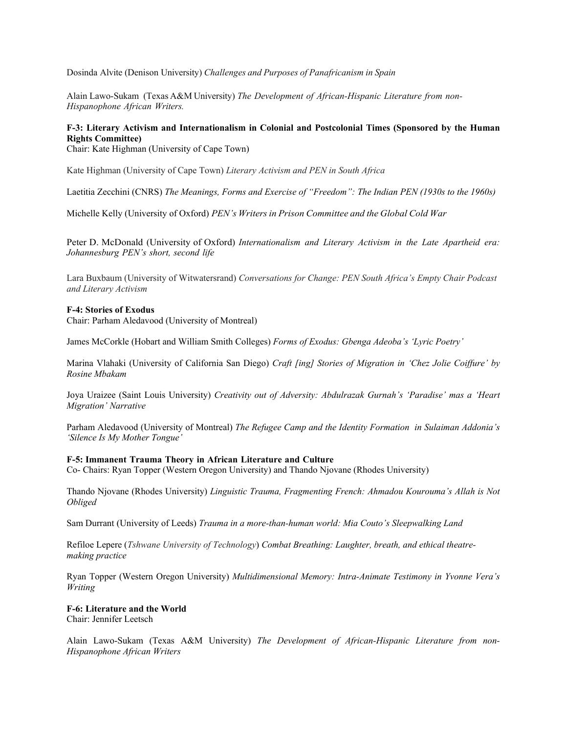Dosinda Alvite (Denison University) *Challenges and Purposes of Panafricanism in Spain*

Alain Lawo-Sukam (Texas A&M University) *The Development of African-Hispanic Literature from non-Hispanophone African Writers.*

**F-3: Literary Activism and Internationalism in Colonial and Postcolonial Times (Sponsored by the Human Rights Committee)**
Chair: Kate Highman (University of Cape Town)

Kate Highman (University of Cape Town) *Literary Activism and PEN in South Africa*

Laetitia Zecchini (CNRS) *The Meanings, Forms and Exercise of "Freedom": The Indian PEN (1930s to the 1960s)*

Michelle Kelly (University of Oxford) *PEN's Writers in Prison Committee and the Global Cold War*

Peter D. McDonald (University of Oxford) *Internationalism and Literary Activism in the Late Apartheid era: Johannesburg PEN's short, second life*

Lara Buxbaum (University of Witwatersrand) *Conversations for Change: PEN South Africa's Empty Chair Podcast and Literary Activism*

**F-4: Stories of Exodus**
Chair: Parham Aledavood (University of Montreal)

James McCorkle (Hobart and William Smith Colleges) *Forms of Exodus: Gbenga Adeoba's 'Lyric Poetry'*

Marina Vlahaki (University of California San Diego) *Craft [ing] Stories of Migration in 'Chez Jolie Coiffure' by Rosine Mbakam*

Joya Uraizee (Saint Louis University) *Creativity out of Adversity: Abdulrazak Gurnah's 'Paradise' mas a 'Heart Migration' Narrative*

Parham Aledavood (University of Montreal) *The Refugee Camp and the Identity Formation in Sulaiman Addonia's 'Silence Is My Mother Tongue'*

**F-5: Immanent Trauma Theory in African Literature and Culture**
Co- Chairs: Ryan Topper (Western Oregon University) and Thando Njovane (Rhodes University)

Thando Njovane (Rhodes University) *Linguistic Trauma, Fragmenting French: Ahmadou Kourouma's Allah is Not Obliged*

Sam Durrant (University of Leeds) *Trauma in a more-than-human world: Mia Couto's Sleepwalking Land*

Refiloe Lepere (*Tshwane University of Technology*) *Combat Breathing: Laughter, breath, and ethical theatre-making practice*

Ryan Topper (Western Oregon University) *Multidimensional Memory: Intra-Animate Testimony in Yvonne Vera's Writing*

**F-6: Literature and the World**
Chair: Jennifer Leetsch

Alain Lawo-Sukam (Texas A&M University) *The Development of African-Hispanic Literature from non-Hispanophone African Writers*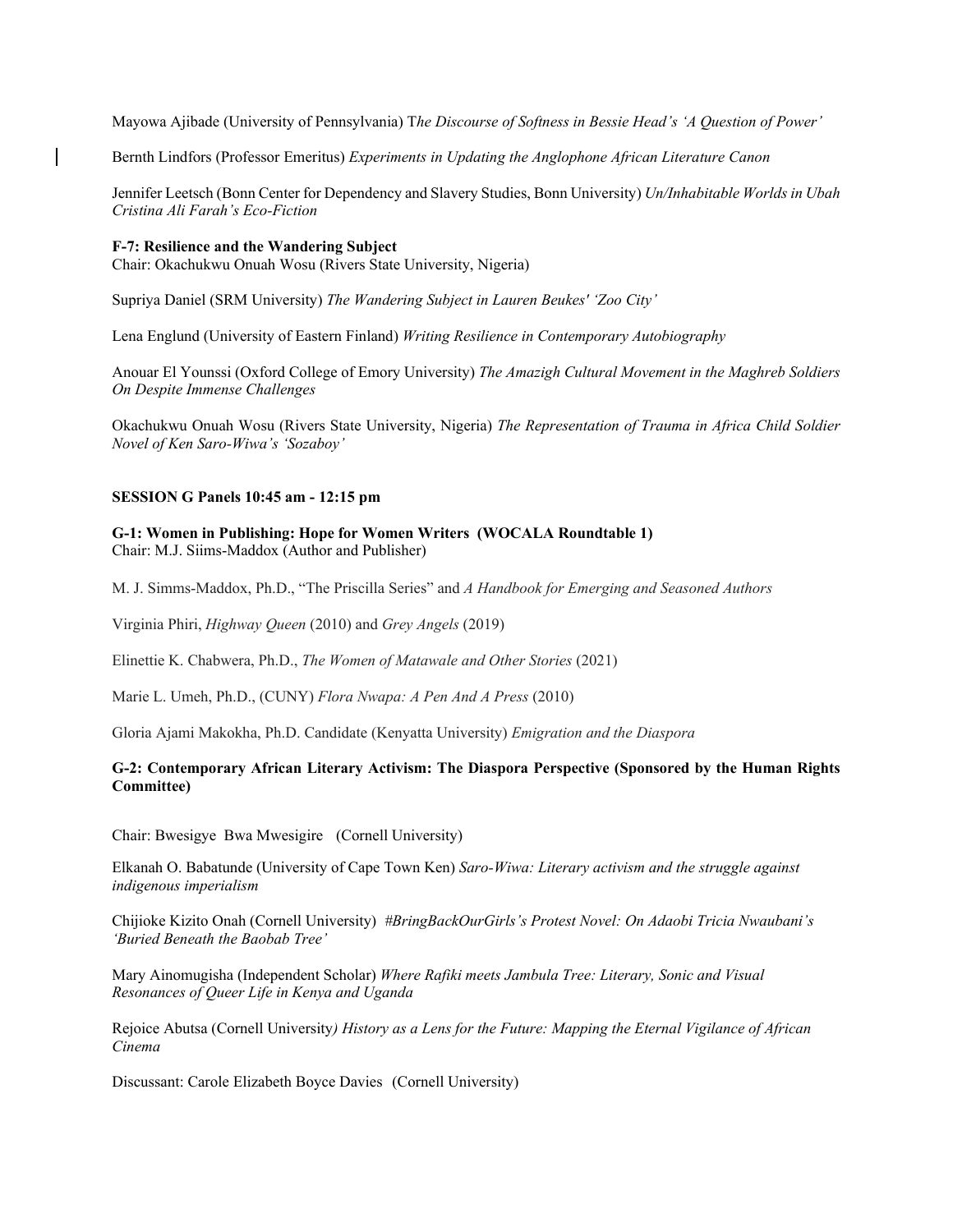Mayowa Ajibade (University of Pennsylvania) T*he Discourse of Softness in Bessie Head's 'A Question of Power'*

Bernth Lindfors (Professor Emeritus) *Experiments in Updating the Anglophone African Literature Canon*

Jennifer Leetsch (Bonn Center for Dependency and Slavery Studies, Bonn University) *Un/Inhabitable Worlds in Ubah Cristina Ali Farah's Eco-Fiction*

**F-7: Resilience and the Wandering Subject**
Chair: Okachukwu Onuah Wosu (Rivers State University, Nigeria)

Supriya Daniel (SRM University) *The Wandering Subject in Lauren Beukes' 'Zoo City'*

Lena Englund (University of Eastern Finland) *Writing Resilience in Contemporary Autobiography*

Anouar El Younssi (Oxford College of Emory University) *The Amazigh Cultural Movement in the Maghreb Soldiers On Despite Immense Challenges*

Okachukwu Onuah Wosu (Rivers State University, Nigeria) *The Representation of Trauma in Africa Child Soldier Novel of Ken Saro-Wiwa's 'Sozaboy'*

**SESSION G Panels 10:45 am - 12:15 pm**

**G-1: Women in Publishing: Hope for Women Writers (WOCALA Roundtable 1)**
Chair: M.J. Siims-Maddox (Author and Publisher)

M. J. Simms-Maddox, Ph.D., "The Priscilla Series" and *A Handbook for Emerging and Seasoned Authors*

Virginia Phiri, *Highway Queen* (2010) and *Grey Angels* (2019)

Elinettie K. Chabwera, Ph.D., *The Women of Matawale and Other Stories* (2021)

Marie L. Umeh, Ph.D., (CUNY) *Flora Nwapa: A Pen And A Press* (2010)

Gloria Ajami Makokha, Ph.D. Candidate (Kenyatta University) *Emigration and the Diaspora*

**G-2: Contemporary African Literary Activism: The Diaspora Perspective (Sponsored by the Human Rights Committee)**

Chair: Bwesigye Bwa Mwesigire (Cornell University)

Elkanah O. Babatunde (University of Cape Town Ken) *Saro-Wiwa: Literary activism and the struggle against indigenous imperialism*

Chijioke Kizito Onah (Cornell University) *#BringBackOurGirls's Protest Novel: On Adaobi Tricia Nwaubani's 'Buried Beneath the Baobab Tree'*

Mary Ainomugisha (Independent Scholar) *Where Rafiki meets Jambula Tree: Literary, Sonic and Visual Resonances of Queer Life in Kenya and Uganda*

Rejoice Abutsa (Cornell University*) History as a Lens for the Future: Mapping the Eternal Vigilance of African Cinema*

Discussant: Carole Elizabeth Boyce Davies (Cornell University)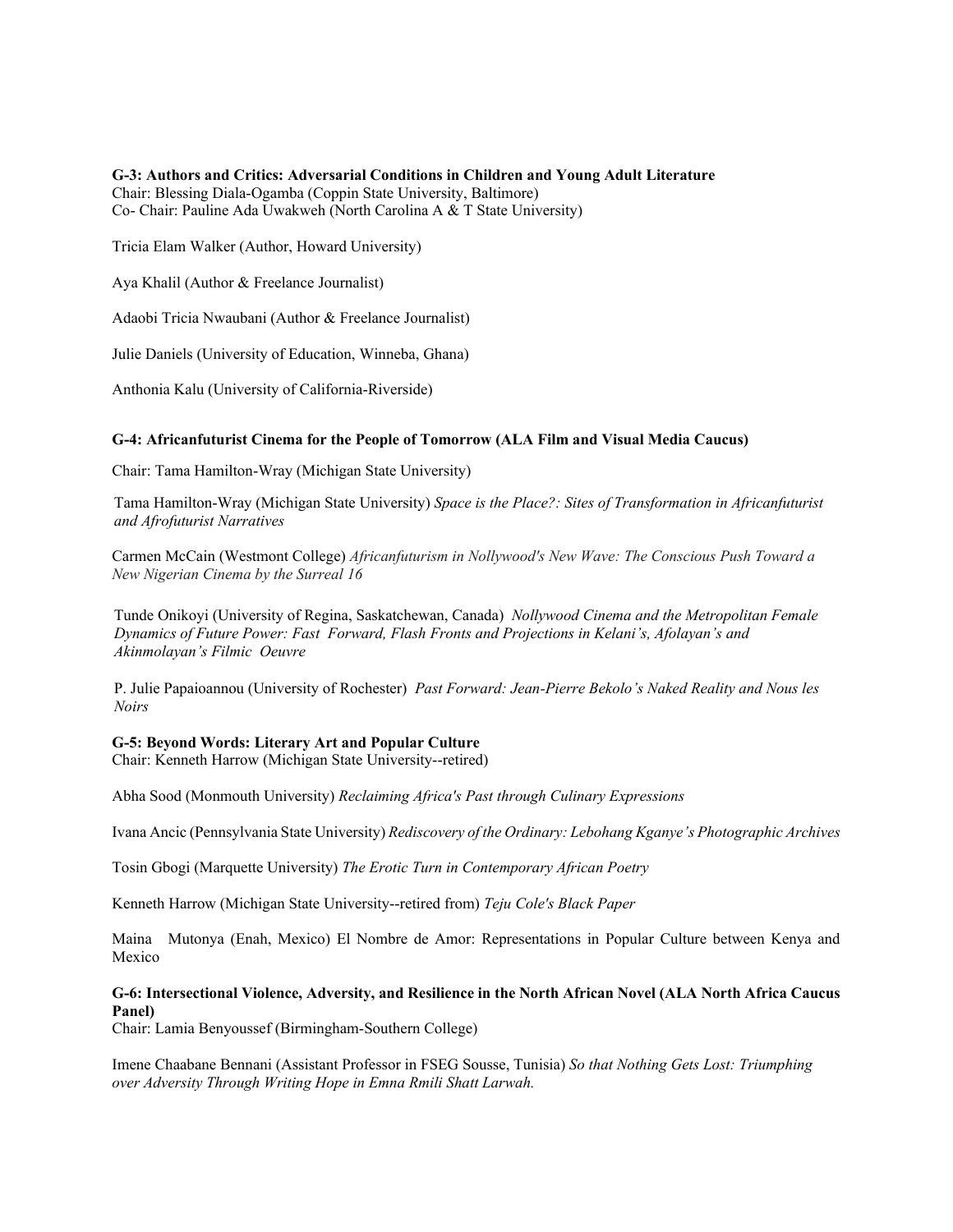**G-3: Authors and Critics: Adversarial Conditions in Children and Young Adult Literature**
Chair: Blessing Diala-Ogamba (Coppin State University, Baltimore)
Co- Chair: Pauline Ada Uwakweh (North Carolina A & T State University)

Tricia Elam Walker (Author, Howard University)

Aya Khalil (Author & Freelance Journalist)

Adaobi Tricia Nwaubani (Author & Freelance Journalist)

Julie Daniels (University of Education, Winneba, Ghana)

Anthonia Kalu (University of California-Riverside)

**G-4: Africanfuturist Cinema for the People of Tomorrow (ALA Film and Visual Media Caucus)**

Chair: Tama Hamilton-Wray (Michigan State University)

Tama Hamilton-Wray (Michigan State University) *Space is the Place?: Sites of Transformation in Africanfuturist and Afrofuturist Narratives*

Carmen McCain (Westmont College) *Africanfuturism in Nollywood's New Wave: The Conscious Push Toward a New Nigerian Cinema by the Surreal 16*

Tunde Onikoyi (University of Regina, Saskatchewan, Canada) *Nollywood Cinema and the Metropolitan Female Dynamics of Future Power: Fast Forward, Flash Fronts and Projections in Kelani's, Afolayan's and Akinmolayan's Filmic Oeuvre*

P. Julie Papaioannou (University of Rochester) *Past Forward: Jean-Pierre Bekolo's Naked Reality and Nous les Noirs*

**G-5: Beyond Words: Literary Art and Popular Culture**
Chair: Kenneth Harrow (Michigan State University--retired)

Abha Sood (Monmouth University) *Reclaiming Africa's Past through Culinary Expressions*

Ivana Ancic (Pennsylvania State University) *Rediscovery of the Ordinary: Lebohang Kganye's Photographic Archives*

Tosin Gbogi (Marquette University) *The Erotic Turn in Contemporary African Poetry*

Kenneth Harrow (Michigan State University--retired from) *Teju Cole's Black Paper*

Maina Mutonya (Enah, Mexico) El Nombre de Amor: Representations in Popular Culture between Kenya and Mexico

**G-6: Intersectional Violence, Adversity, and Resilience in the North African Novel (ALA North Africa Caucus Panel)**
Chair: Lamia Benyoussef (Birmingham-Southern College)

Imene Chaabane Bennani (Assistant Professor in FSEG Sousse, Tunisia) *So that Nothing Gets Lost: Triumphing over Adversity Through Writing Hope in Emna Rmili Shatt Larwah.*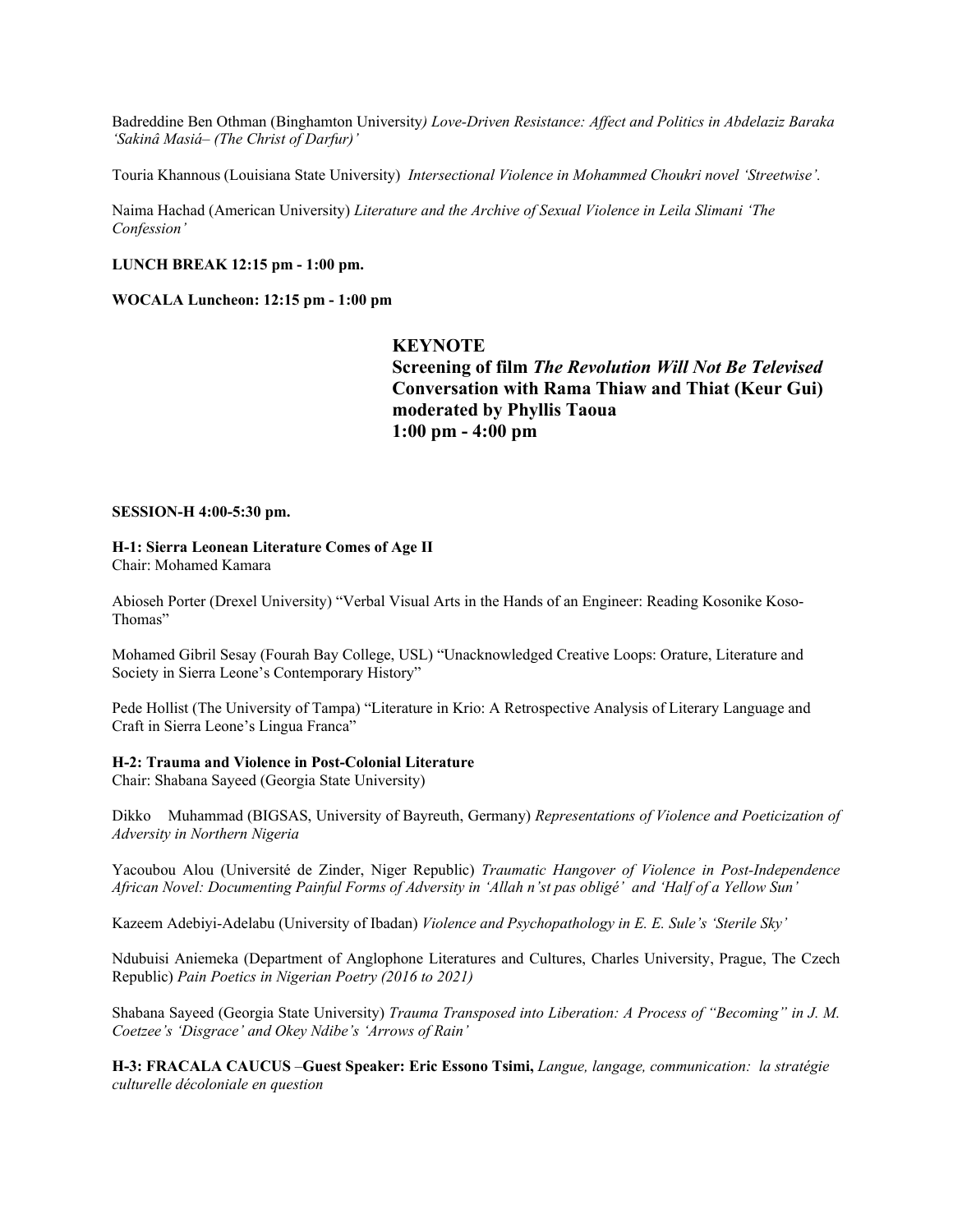Badreddine Ben Othman (Binghamton University*) Love-Driven Resistance: Affect and Politics in Abdelaziz Baraka 'Sakinâ Masiá– (The Christ of Darfur)'*

Touria Khannous (Louisiana State University) *Intersectional Violence in Mohammed Choukri novel 'Streetwise'.*

Naima Hachad (American University) *Literature and the Archive of Sexual Violence in Leila Slimani 'The Confession'*

**LUNCH BREAK 12:15 pm - 1:00 pm.**

**WOCALA Luncheon: 12:15 pm - 1:00 pm**

**KEYNOTE**
**Screening of film *The Revolution Will Not Be Televised***
**Conversation with Rama Thiaw and Thiat (Keur Gui)**
**moderated by Phyllis Taoua**
**1:00 pm - 4:00 pm**

**SESSION-H 4:00-5:30 pm.**

**H-1: Sierra Leonean Literature Comes of Age II**
Chair: Mohamed Kamara

Abioseh Porter (Drexel University) "Verbal Visual Arts in the Hands of an Engineer: Reading Kosonike Koso-Thomas"

Mohamed Gibril Sesay (Fourah Bay College, USL) "Unacknowledged Creative Loops: Orature, Literature and Society in Sierra Leone's Contemporary History"

Pede Hollist (The University of Tampa) "Literature in Krio: A Retrospective Analysis of Literary Language and Craft in Sierra Leone's Lingua Franca"

**H-2: Trauma and Violence in Post-Colonial Literature**
Chair: Shabana Sayeed (Georgia State University)

Dikko Muhammad (BIGSAS, University of Bayreuth, Germany) *Representations of Violence and Poeticization of Adversity in Northern Nigeria*

Yacoubou Alou (Université de Zinder, Niger Republic) *Traumatic Hangover of Violence in Post-Independence African Novel: Documenting Painful Forms of Adversity in 'Allah n'st pas obligé' and 'Half of a Yellow Sun'*

Kazeem Adebiyi-Adelabu (University of Ibadan) *Violence and Psychopathology in E. E. Sule's 'Sterile Sky'*

Ndubuisi Aniemeka (Department of Anglophone Literatures and Cultures, Charles University, Prague, The Czech Republic) *Pain Poetics in Nigerian Poetry (2016 to 2021)*

Shabana Sayeed (Georgia State University) *Trauma Transposed into Liberation: A Process of "Becoming" in J. M. Coetzee's 'Disgrace' and Okey Ndibe's 'Arrows of Rain'*

**H-3: FRACALA CAUCUS –Guest Speaker: Eric Essono Tsimi,** *Langue, langage, communication: la stratégie culturelle décoloniale en question*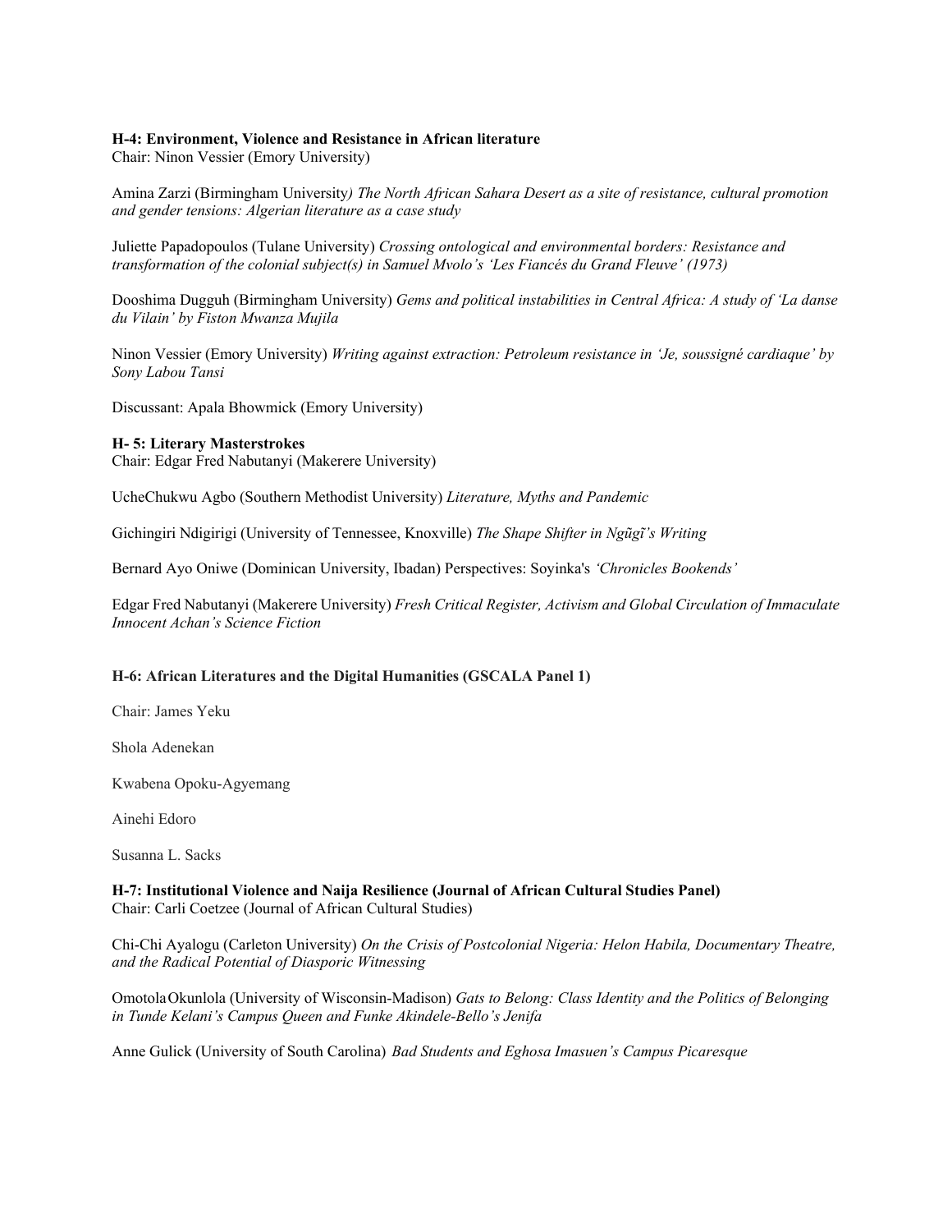**H-4: Environment, Violence and Resistance in African literature**
Chair: Ninon Vessier (Emory University)

Amina Zarzi (Birmingham University*) The North African Sahara Desert as a site of resistance, cultural promotion and gender tensions: Algerian literature as a case study*

Juliette Papadopoulos (Tulane University) *Crossing ontological and environmental borders: Resistance and transformation of the colonial subject(s) in Samuel Mvolo's 'Les Fiancés du Grand Fleuve' (1973)*

Dooshima Dugguh (Birmingham University) *Gems and political instabilities in Central Africa: A study of 'La danse du Vilain' by Fiston Mwanza Mujila*

Ninon Vessier (Emory University) *Writing against extraction: Petroleum resistance in 'Je, soussigné cardiaque' by Sony Labou Tansi*

Discussant: Apala Bhowmick (Emory University)

**H- 5: Literary Masterstrokes**
Chair: Edgar Fred Nabutanyi (Makerere University)

UcheChukwu Agbo (Southern Methodist University) *Literature, Myths and Pandemic*

Gichingiri Ndigirigi (University of Tennessee, Knoxville) *The Shape Shifter in Ngũgĩ's Writing*

Bernard Ayo Oniwe (Dominican University, Ibadan) Perspectives: Soyinka's *'Chronicles Bookends'*

Edgar Fred Nabutanyi (Makerere University) *Fresh Critical Register, Activism and Global Circulation of Immaculate Innocent Achan's Science Fiction*

**H-6: African Literatures and the Digital Humanities (GSCALA Panel 1)**

Chair: James Yeku

Shola Adenekan

Kwabena Opoku-Agyemang

Ainehi Edoro

Susanna L. Sacks

**H-7: Institutional Violence and Naija Resilience (Journal of African Cultural Studies Panel)**
Chair: Carli Coetzee (Journal of African Cultural Studies)

Chi-Chi Ayalogu (Carleton University) *On the Crisis of Postcolonial Nigeria: Helon Habila, Documentary Theatre, and the Radical Potential of Diasporic Witnessing*

Omotola Okunlola (University of Wisconsin-Madison) *Gats to Belong: Class Identity and the Politics of Belonging in Tunde Kelani's Campus Queen and Funke Akindele-Bello's Jenifa*

Anne Gulick (University of South Carolina) *Bad Students and Eghosa Imasuen's Campus Picaresque*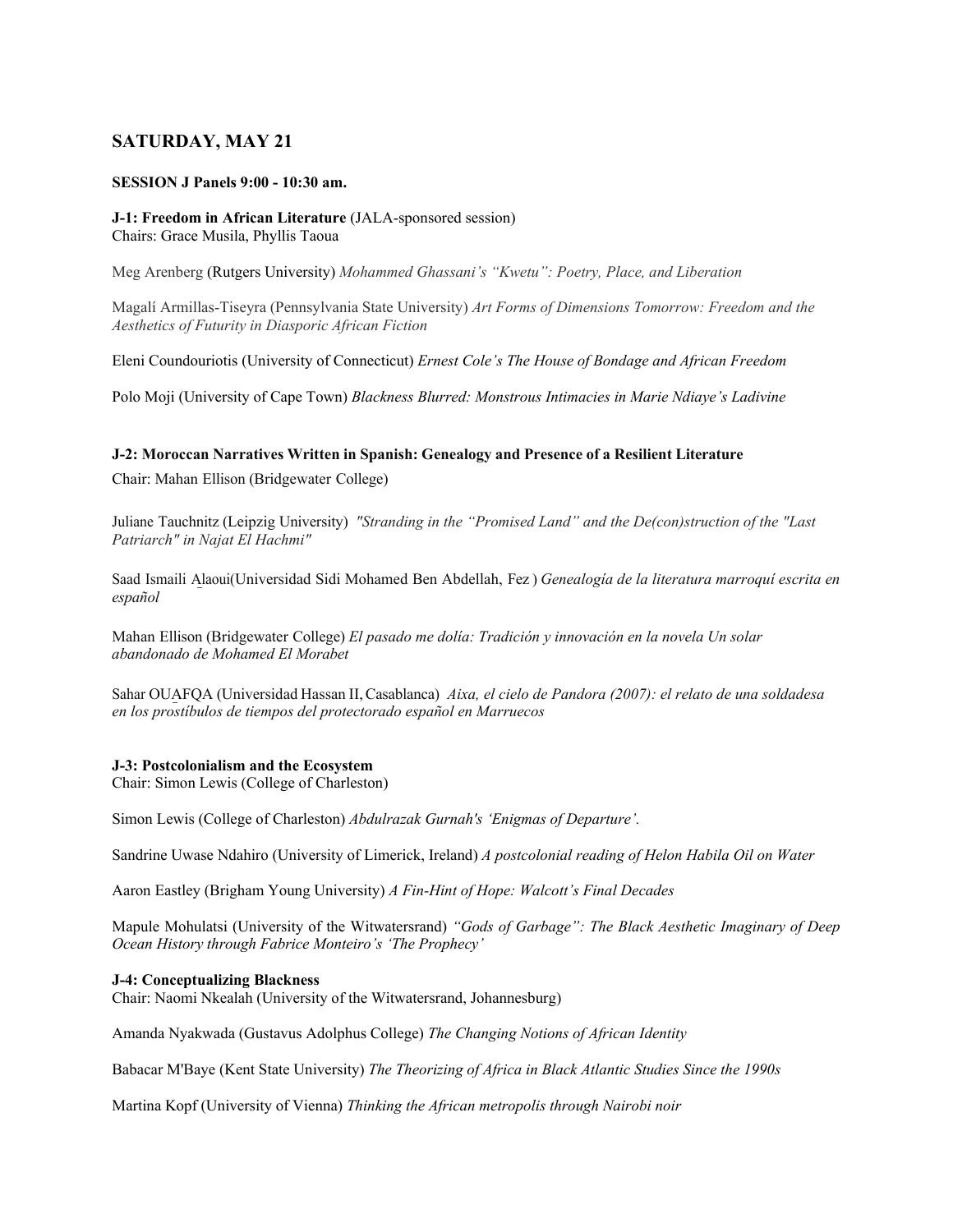## SATURDAY, MAY 21

**SESSION J Panels 9:00 - 10:30 am.**

**J-1: Freedom in African Literature** (JALA-sponsored session)
Chairs: Grace Musila, Phyllis Taoua

Meg Arenberg (Rutgers University) *Mohammed Ghassani's "Kwetu": Poetry, Place, and Liberation*

Magalí Armillas-Tiseyra (Pennsylvania State University) *Art Forms of Dimensions Tomorrow: Freedom and the Aesthetics of Futurity in Diasporic African Fiction*

Eleni Coundouriotis (University of Connecticut) *Ernest Cole's The House of Bondage and African Freedom*

Polo Moji (University of Cape Town) *Blackness Blurred: Monstrous Intimacies in Marie Ndiaye's Ladivine*

**J-2: Moroccan Narratives Written in Spanish: Genealogy and Presence of a Resilient Literature**

Chair: Mahan Ellison (Bridgewater College)

Juliane Tauchnitz (Leipzig University) *"Stranding in the "Promised Land" and the De(con)struction of the "Last Patriarch" in Najat El Hachmi"*

Saad Ismaili Alaoui(Universidad Sidi Mohamed Ben Abdellah, Fez ) *Genealogía de la literatura marroquí escrita en español*

Mahan Ellison (Bridgewater College) *El pasado me dolía: Tradición y innovación en la novela Un solar abandonado de Mohamed El Morabet*

Sahar OUAFQA (Universidad Hassan II, Casablanca) *Aixa, el cielo de Pandora (2007): el relato de una soldadesa en los prostíbulos de tiempos del protectorado español en Marruecos*

**J-3: Postcolonialism and the Ecosystem**
Chair: Simon Lewis (College of Charleston)

Simon Lewis (College of Charleston) *Abdulrazak Gurnah's 'Enigmas of Departure'.*

Sandrine Uwase Ndahiro (University of Limerick, Ireland) *A postcolonial reading of Helon Habila Oil on Water*

Aaron Eastley (Brigham Young University) *A Fin-Hint of Hope: Walcott's Final Decades*

Mapule Mohulatsi (University of the Witwatersrand) *"Gods of Garbage": The Black Aesthetic Imaginary of Deep Ocean History through Fabrice Monteiro's 'The Prophecy'*

**J-4: Conceptualizing Blackness**
Chair: Naomi Nkealah (University of the Witwatersrand, Johannesburg)

Amanda Nyakwada (Gustavus Adolphus College) *The Changing Notions of African Identity*

Babacar M'Baye (Kent State University) *The Theorizing of Africa in Black Atlantic Studies Since the 1990s*

Martina Kopf (University of Vienna) *Thinking the African metropolis through Nairobi noir*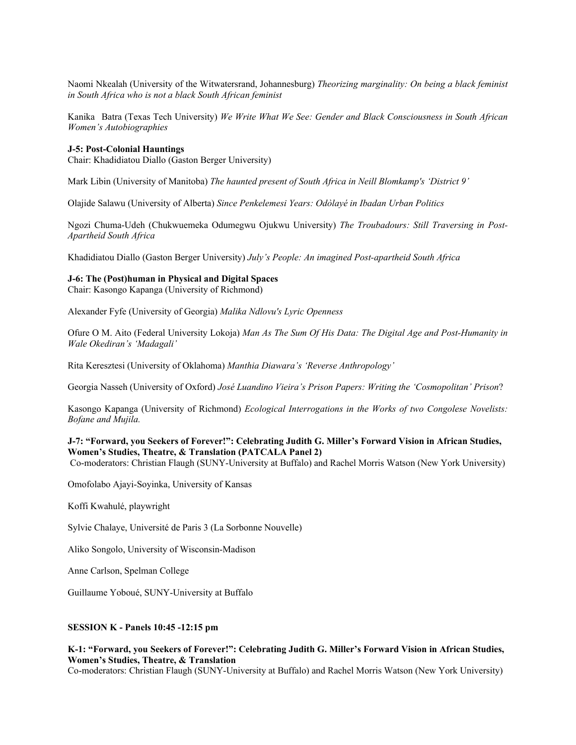Naomi Nkealah (University of the Witwatersrand, Johannesburg) *Theorizing marginality: On being a black feminist in South Africa who is not a black South African feminist*

Kanika Batra (Texas Tech University) *We Write What We See: Gender and Black Consciousness in South African Women's Autobiographies*

**J-5: Post-Colonial Hauntings**
Chair: Khadidiatou Diallo (Gaston Berger University)

Mark Libin (University of Manitoba) *The haunted present of South Africa in Neill Blomkamp's 'District 9'*

Olajide Salawu (University of Alberta) *Since Penkelemesi Years: Odòlayé in Ibadan Urban Politics*

Ngozi Chuma-Udeh (Chukwuemeka Odumegwu Ojukwu University) *The Troubadours: Still Traversing in Post-Apartheid South Africa*

Khadidiatou Diallo (Gaston Berger University) *July's People: An imagined Post-apartheid South Africa*

**J-6: The (Post)human in Physical and Digital Spaces**
Chair: Kasongo Kapanga (University of Richmond)

Alexander Fyfe (University of Georgia) *Malika Ndlovu's Lyric Openness*

Ofure O M. Aito (Federal University Lokoja) *Man As The Sum Of His Data: The Digital Age and Post-Humanity in Wale Okediran's 'Madagali'*

Rita Keresztesi (University of Oklahoma) *Manthia Diawara's 'Reverse Anthropology'*

Georgia Nasseh (University of Oxford) *José Luandino Vieira's Prison Papers: Writing the 'Cosmopolitan' Prison*?

Kasongo Kapanga (University of Richmond) *Ecological Interrogations in the Works of two Congolese Novelists: Bofane and Mujila.*

**J-7: "Forward, you Seekers of Forever!": Celebrating Judith G. Miller's Forward Vision in African Studies, Women's Studies, Theatre, & Translation (PATCALA Panel 2)**
Co-moderators: Christian Flaugh (SUNY-University at Buffalo) and Rachel Morris Watson (New York University)

Omofolabo Ajayi-Soyinka, University of Kansas

Koffi Kwahulé, playwright

Sylvie Chalaye, Université de Paris 3 (La Sorbonne Nouvelle)

Aliko Songolo, University of Wisconsin-Madison

Anne Carlson, Spelman College

Guillaume Yoboué, SUNY-University at Buffalo

**SESSION K - Panels 10:45 -12:15 pm**

**K-1: "Forward, you Seekers of Forever!": Celebrating Judith G. Miller's Forward Vision in African Studies, Women's Studies, Theatre, & Translation**
Co-moderators: Christian Flaugh (SUNY-University at Buffalo) and Rachel Morris Watson (New York University)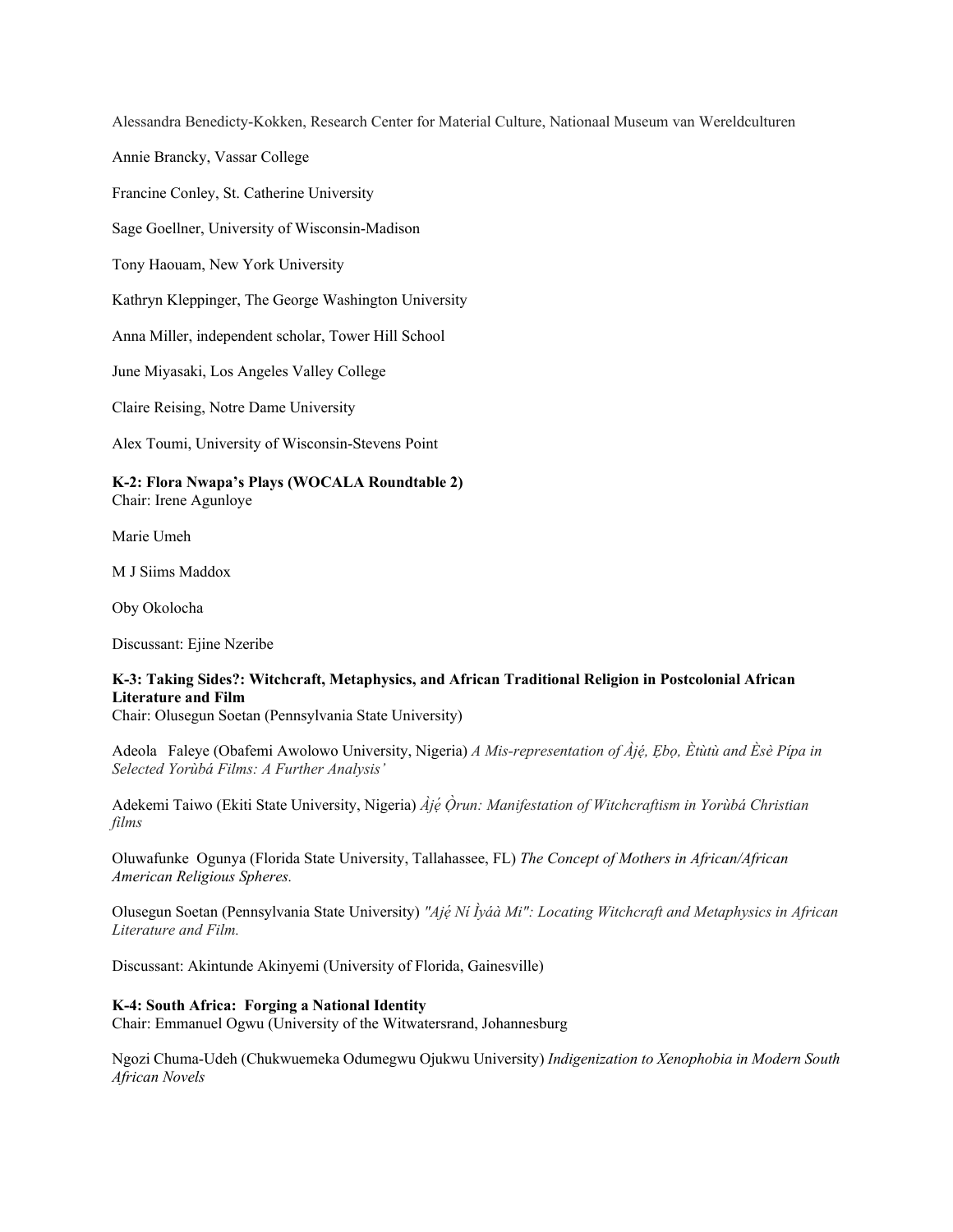Alessandra Benedicty-Kokken, Research Center for Material Culture, Nationaal Museum van Wereldculturen

Annie Brancky, Vassar College

Francine Conley, St. Catherine University

Sage Goellner, University of Wisconsin-Madison

Tony Haouam, New York University

Kathryn Kleppinger, The George Washington University

Anna Miller, independent scholar, Tower Hill School

June Miyasaki, Los Angeles Valley College

Claire Reising, Notre Dame University

Alex Toumi, University of Wisconsin-Stevens Point

**K-2: Flora Nwapa's Plays (WOCALA Roundtable 2)**
Chair: Irene Agunloye

Marie Umeh

M J Siims Maddox

Oby Okolocha

Discussant: Ejine Nzeribe

**K-3: Taking Sides?: Witchcraft, Metaphysics, and African Traditional Religion in Postcolonial African Literature and Film**
Chair: Olusegun Soetan (Pennsylvania State University)

Adeola Faleye (Obafemi Awolowo University, Nigeria) *A Mis-representation of Àjẹ́, Ẹbọ, Ètùtù and Èsè Pípa in Selected Yorùbá Films: A Further Analysis'*

Adekemi Taiwo (Ekiti State University, Nigeria) *Àjẹ́ Ọ̀run: Manifestation of Witchcraftism in Yorùbá Christian films*

Oluwafunke Ogunya (Florida State University, Tallahassee, FL) *The Concept of Mothers in African/African American Religious Spheres.*

Olusegun Soetan (Pennsylvania State University) *"Ajẹ́ Ní Ìyáà Mi": Locating Witchcraft and Metaphysics in African Literature and Film.*

Discussant: Akintunde Akinyemi (University of Florida, Gainesville)

**K-4: South Africa: Forging a National Identity**
Chair: Emmanuel Ogwu (University of the Witwatersrand, Johannesburg

Ngozi Chuma-Udeh (Chukwuemeka Odumegwu Ojukwu University) *Indigenization to Xenophobia in Modern South African Novels*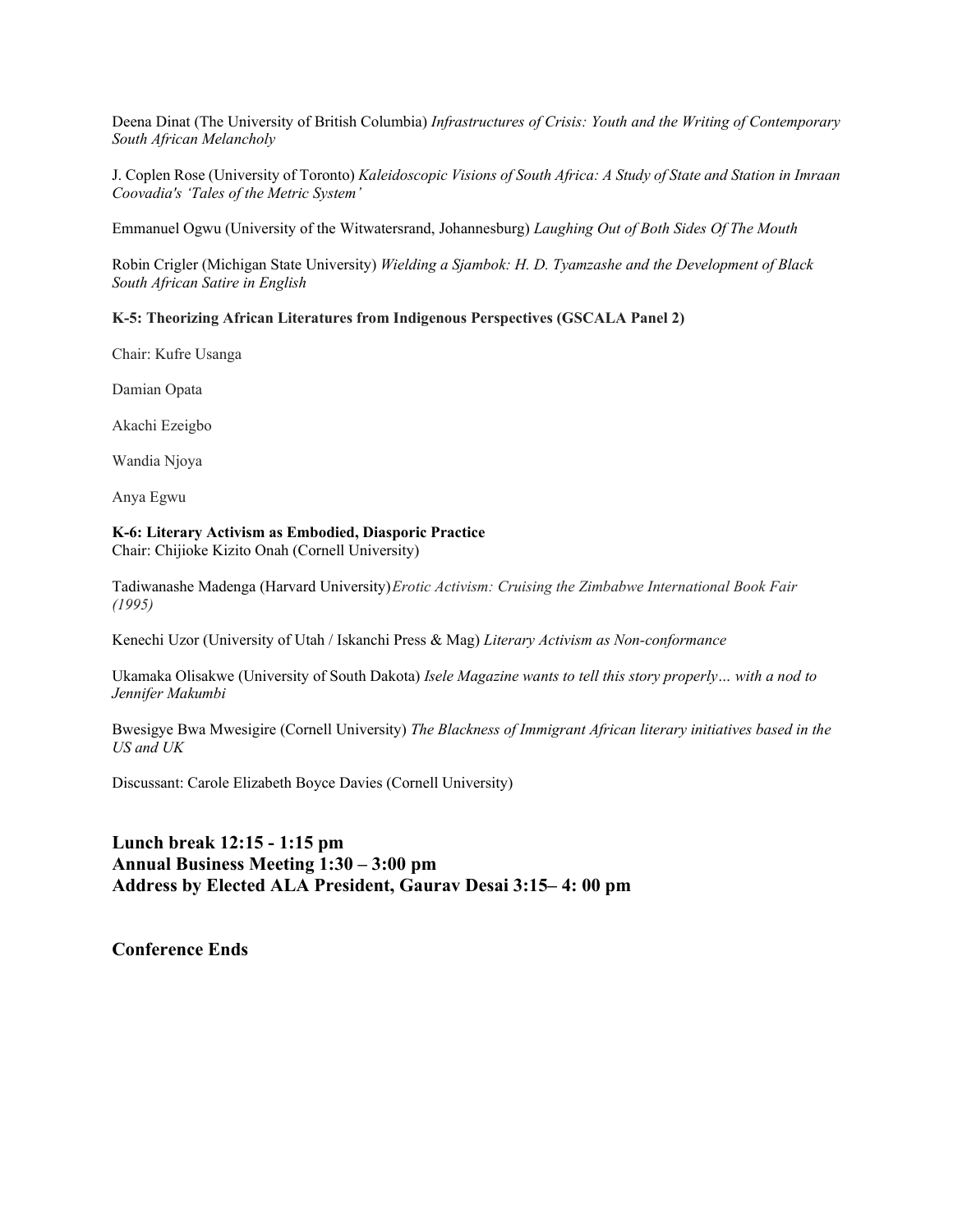Deena Dinat (The University of British Columbia) *Infrastructures of Crisis: Youth and the Writing of Contemporary South African Melancholy*

J. Coplen Rose (University of Toronto) *Kaleidoscopic Visions of South Africa: A Study of State and Station in Imraan Coovadia's 'Tales of the Metric System'*

Emmanuel Ogwu (University of the Witwatersrand, Johannesburg) *Laughing Out of Both Sides Of The Mouth*

Robin Crigler (Michigan State University) *Wielding a Sjambok: H. D. Tyamzashe and the Development of Black South African Satire in English*

**K-5: Theorizing African Literatures from Indigenous Perspectives (GSCALA Panel 2)**

Chair: Kufre Usanga

Damian Opata

Akachi Ezeigbo

Wandia Njoya

Anya Egwu

**K-6: Literary Activism as Embodied, Diasporic Practice**
Chair: Chijioke Kizito Onah (Cornell University)

Tadiwanashe Madenga (Harvard University) *Erotic Activism: Cruising the Zimbabwe International Book Fair (1995)*

Kenechi Uzor (University of Utah / Iskanchi Press & Mag) *Literary Activism as Non-conformance*

Ukamaka Olisakwe (University of South Dakota) *Isele Magazine wants to tell this story properly… with a nod to Jennifer Makumbi*

Bwesigye Bwa Mwesigire (Cornell University) *The Blackness of Immigrant African literary initiatives based in the US and UK*

Discussant: Carole Elizabeth Boyce Davies (Cornell University)

## Lunch break 12:15 - 1:15 pm
## Annual Business Meeting 1:30 – 3:00 pm
## Address by Elected ALA President, Gaurav Desai 3:15– 4: 00 pm

## Conference Ends